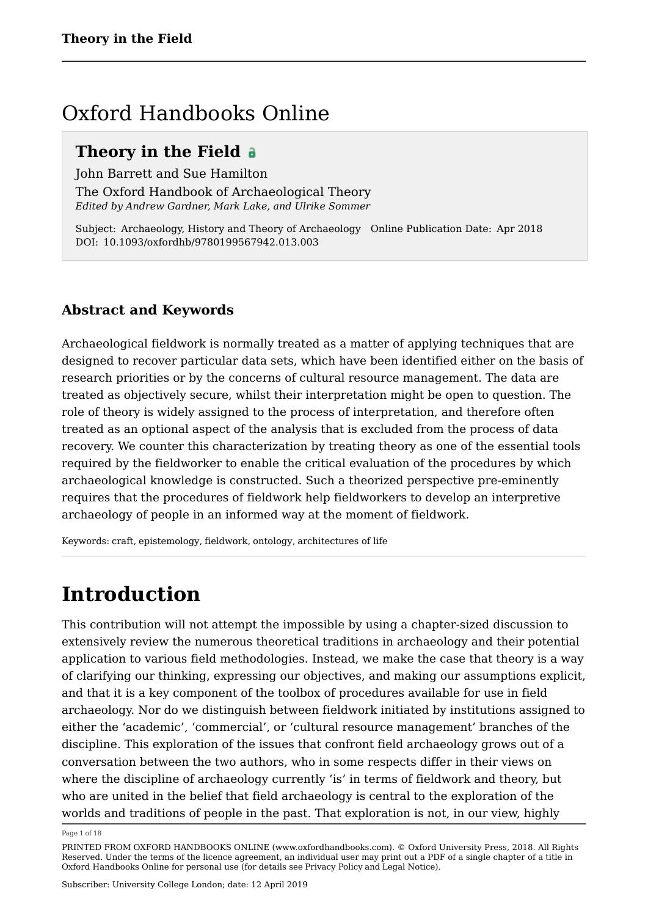# Oxford Handbooks Online

## Theory in the Field

John Barrett and Sue Hamilton

The Oxford Handbook of Archaeological Theory

*Edited by Andrew Gardner, Mark Lake, and Ulrike Sommer*

Subject: Archaeology, History and Theory of Archaeology Online Publication Date: Apr 2018

DOI: 10.1093/oxfordhb/9780199567942.013.003

### Abstract and Keywords

Archaeological fieldwork is normally treated as a matter of applying techniques that are designed to recover particular data sets, which have been identified either on the basis of research priorities or by the concerns of cultural resource management. The data are treated as objectively secure, whilst their interpretation might be open to question. The role of theory is widely assigned to the process of interpretation, and therefore often treated as an optional aspect of the analysis that is excluded from the process of data recovery. We counter this characterization by treating theory as one of the essential tools required by the fieldworker to enable the critical evaluation of the procedures by which archaeological knowledge is constructed. Such a theorized perspective pre-eminently requires that the procedures of fieldwork help fieldworkers to develop an interpretive archaeology of people in an informed way at the moment of fieldwork.

Keywords: craft, epistemology, fieldwork, ontology, architectures of life

# Introduction

This contribution will not attempt the impossible by using a chapter-sized discussion to extensively review the numerous theoretical traditions in archaeology and their potential application to various field methodologies. Instead, we make the case that theory is a way of clarifying our thinking, expressing our objectives, and making our assumptions explicit, and that it is a key component of the toolbox of procedures available for use in field archaeology. Nor do we distinguish between fieldwork initiated by institutions assigned to either the 'academic', 'commercial', or 'cultural resource management' branches of the discipline. This exploration of the issues that confront field archaeology grows out of a conversation between the two authors, who in some respects differ in their views on where the discipline of archaeology currently 'is' in terms of fieldwork and theory, but who are united in the belief that field archaeology is central to the exploration of the worlds and traditions of people in the past. That exploration is not, in our view, highly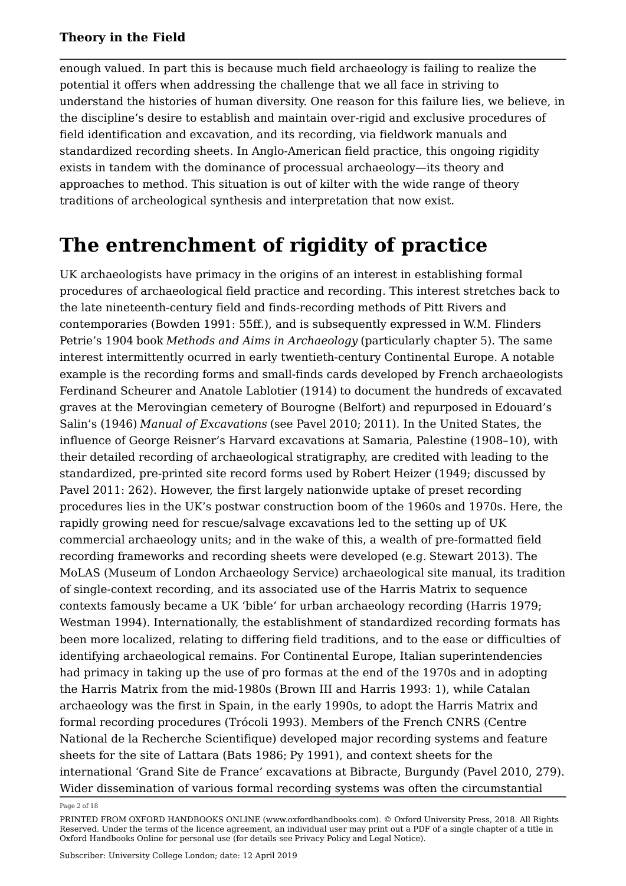enough valued. In part this is because much field archaeology is failing to realize the potential it offers when addressing the challenge that we all face in striving to understand the histories of human diversity. One reason for this failure lies, we believe, in the discipline's desire to establish and maintain over-rigid and exclusive procedures of field identification and excavation, and its recording, via fieldwork manuals and standardized recording sheets. In Anglo-American field practice, this ongoing rigidity exists in tandem with the dominance of processual archaeology—its theory and approaches to method. This situation is out of kilter with the wide range of theory traditions of archeological synthesis and interpretation that now exist.

# The entrenchment of rigidity of practice

UK archaeologists have primacy in the origins of an interest in establishing formal procedures of archaeological field practice and recording. This interest stretches back to the late nineteenth-century field and finds-recording methods of Pitt Rivers and contemporaries (Bowden 1991: 55ff.), and is subsequently expressed in W.M. Flinders Petrie's 1904 book *Methods and Aims in Archaeology* (particularly chapter 5). The same interest intermittently ocurred in early twentieth-century Continental Europe. A notable example is the recording forms and small-finds cards developed by French archaeologists Ferdinand Scheurer and Anatole Lablotier (1914) to document the hundreds of excavated graves at the Merovingian cemetery of Bourogne (Belfort) and repurposed in Edouard's Salin's (1946) *Manual of Excavations* (see Pavel 2010; 2011). In the United States, the influence of George Reisner's Harvard excavations at Samaria, Palestine (1908–10), with their detailed recording of archaeological stratigraphy, are credited with leading to the standardized, pre-printed site record forms used by Robert Heizer (1949; discussed by Pavel 2011: 262). However, the first largely nationwide uptake of preset recording procedures lies in the UK's postwar construction boom of the 1960s and 1970s. Here, the rapidly growing need for rescue/salvage excavations led to the setting up of UK commercial archaeology units; and in the wake of this, a wealth of pre-formatted field recording frameworks and recording sheets were developed (e.g. Stewart 2013). The MoLAS (Museum of London Archaeology Service) archaeological site manual, its tradition of single-context recording, and its associated use of the Harris Matrix to sequence contexts famously became a UK 'bible' for urban archaeology recording (Harris 1979; Westman 1994). Internationally, the establishment of standardized recording formats has been more localized, relating to differing field traditions, and to the ease or difficulties of identifying archaeological remains. For Continental Europe, Italian superintendencies had primacy in taking up the use of pro formas at the end of the 1970s and in adopting the Harris Matrix from the mid-1980s (Brown III and Harris 1993: 1), while Catalan archaeology was the first in Spain, in the early 1990s, to adopt the Harris Matrix and formal recording procedures (Trócoli 1993). Members of the French CNRS (Centre National de la Recherche Scientifique) developed major recording systems and feature sheets for the site of Lattara (Bats 1986; Py 1991), and context sheets for the international 'Grand Site de France' excavations at Bibracte, Burgundy (Pavel 2010, 279). Wider dissemination of various formal recording systems was often the circumstantial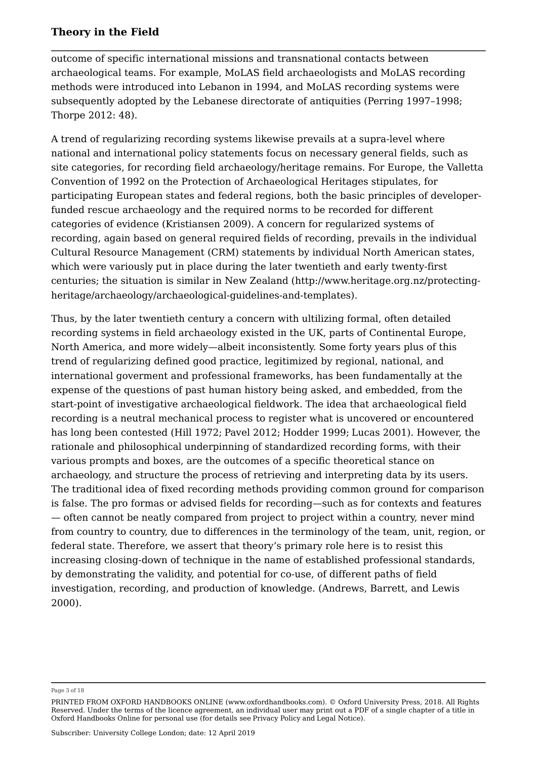outcome of specific international missions and transnational contacts between archaeological teams. For example, MoLAS field archaeologists and MoLAS recording methods were introduced into Lebanon in 1994, and MoLAS recording systems were subsequently adopted by the Lebanese directorate of antiquities (Perring 1997–1998; Thorpe 2012: 48).

A trend of regularizing recording systems likewise prevails at a supra-level where national and international policy statements focus on necessary general fields, such as site categories, for recording field archaeology/heritage remains. For Europe, the Valletta Convention of 1992 on the Protection of Archaeological Heritages stipulates, for participating European states and federal regions, both the basic principles of developer-funded rescue archaeology and the required norms to be recorded for different categories of evidence (Kristiansen 2009). A concern for regularized systems of recording, again based on general required fields of recording, prevails in the individual Cultural Resource Management (CRM) statements by individual North American states, which were variously put in place during the later twentieth and early twenty-first centuries; the situation is similar in New Zealand (http://www.heritage.org.nz/protecting-heritage/archaeology/archaeological-guidelines-and-templates).

Thus, by the later twentieth century a concern with ultilizing formal, often detailed recording systems in field archaeology existed in the UK, parts of Continental Europe, North America, and more widely—albeit inconsistently. Some forty years plus of this trend of regularizing defined good practice, legitimized by regional, national, and international goverment and professional frameworks, has been fundamentally at the expense of the questions of past human history being asked, and embedded, from the start-point of investigative archaeological fieldwork. The idea that archaeological field recording is a neutral mechanical process to register what is uncovered or encountered has long been contested (Hill 1972; Pavel 2012; Hodder 1999; Lucas 2001). However, the rationale and philosophical underpinning of standardized recording forms, with their various prompts and boxes, are the outcomes of a specific theoretical stance on archaeology, and structure the process of retrieving and interpreting data by its users. The traditional idea of fixed recording methods providing common ground for comparison is false. The pro formas or advised fields for recording—such as for contexts and features — often cannot be neatly compared from project to project within a country, never mind from country to country, due to differences in the terminology of the team, unit, region, or federal state. Therefore, we assert that theory's primary role here is to resist this increasing closing-down of technique in the name of established professional standards, by demonstrating the validity, and potential for co-use, of different paths of field investigation, recording, and production of knowledge. (Andrews, Barrett, and Lewis 2000).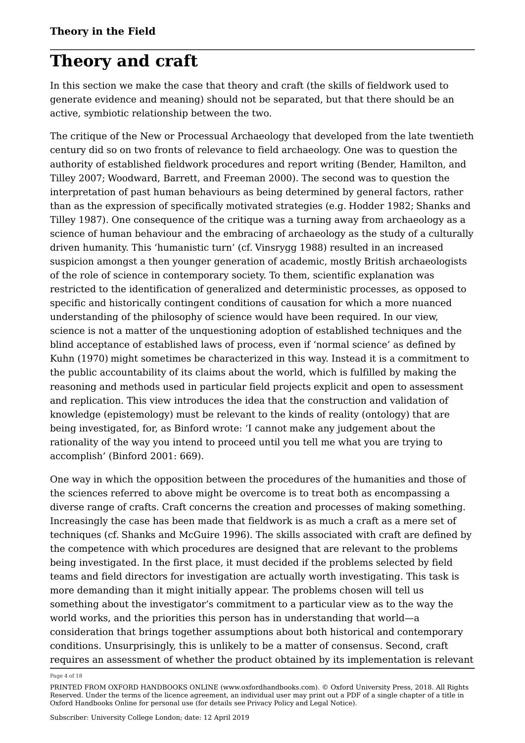## Theory and craft

In this section we make the case that theory and craft (the skills of fieldwork used to generate evidence and meaning) should not be separated, but that there should be an active, symbiotic relationship between the two.

The critique of the New or Processual Archaeology that developed from the late twentieth century did so on two fronts of relevance to field archaeology. One was to question the authority of established fieldwork procedures and report writing (Bender, Hamilton, and Tilley 2007; Woodward, Barrett, and Freeman 2000). The second was to question the interpretation of past human behaviours as being determined by general factors, rather than as the expression of specifically motivated strategies (e.g. Hodder 1982; Shanks and Tilley 1987). One consequence of the critique was a turning away from archaeology as a science of human behaviour and the embracing of archaeology as the study of a culturally driven humanity. This 'humanistic turn' (cf. Vinsrygg 1988) resulted in an increased suspicion amongst a then younger generation of academic, mostly British archaeologists of the role of science in contemporary society. To them, scientific explanation was restricted to the identification of generalized and deterministic processes, as opposed to specific and historically contingent conditions of causation for which a more nuanced understanding of the philosophy of science would have been required. In our view, science is not a matter of the unquestioning adoption of established techniques and the blind acceptance of established laws of process, even if 'normal science' as defined by Kuhn (1970) might sometimes be characterized in this way. Instead it is a commitment to the public accountability of its claims about the world, which is fulfilled by making the reasoning and methods used in particular field projects explicit and open to assessment and replication. This view introduces the idea that the construction and validation of knowledge (epistemology) must be relevant to the kinds of reality (ontology) that are being investigated, for, as Binford wrote: 'I cannot make any judgement about the rationality of the way you intend to proceed until you tell me what you are trying to accomplish' (Binford 2001: 669).

One way in which the opposition between the procedures of the humanities and those of the sciences referred to above might be overcome is to treat both as encompassing a diverse range of crafts. Craft concerns the creation and processes of making something. Increasingly the case has been made that fieldwork is as much a craft as a mere set of techniques (cf. Shanks and McGuire 1996). The skills associated with craft are defined by the competence with which procedures are designed that are relevant to the problems being investigated. In the first place, it must decided if the problems selected by field teams and field directors for investigation are actually worth investigating. This task is more demanding than it might initially appear. The problems chosen will tell us something about the investigator's commitment to a particular view as to the way the world works, and the priorities this person has in understanding that world—a consideration that brings together assumptions about both historical and contemporary conditions. Unsurprisingly, this is unlikely to be a matter of consensus. Second, craft requires an assessment of whether the product obtained by its implementation is relevant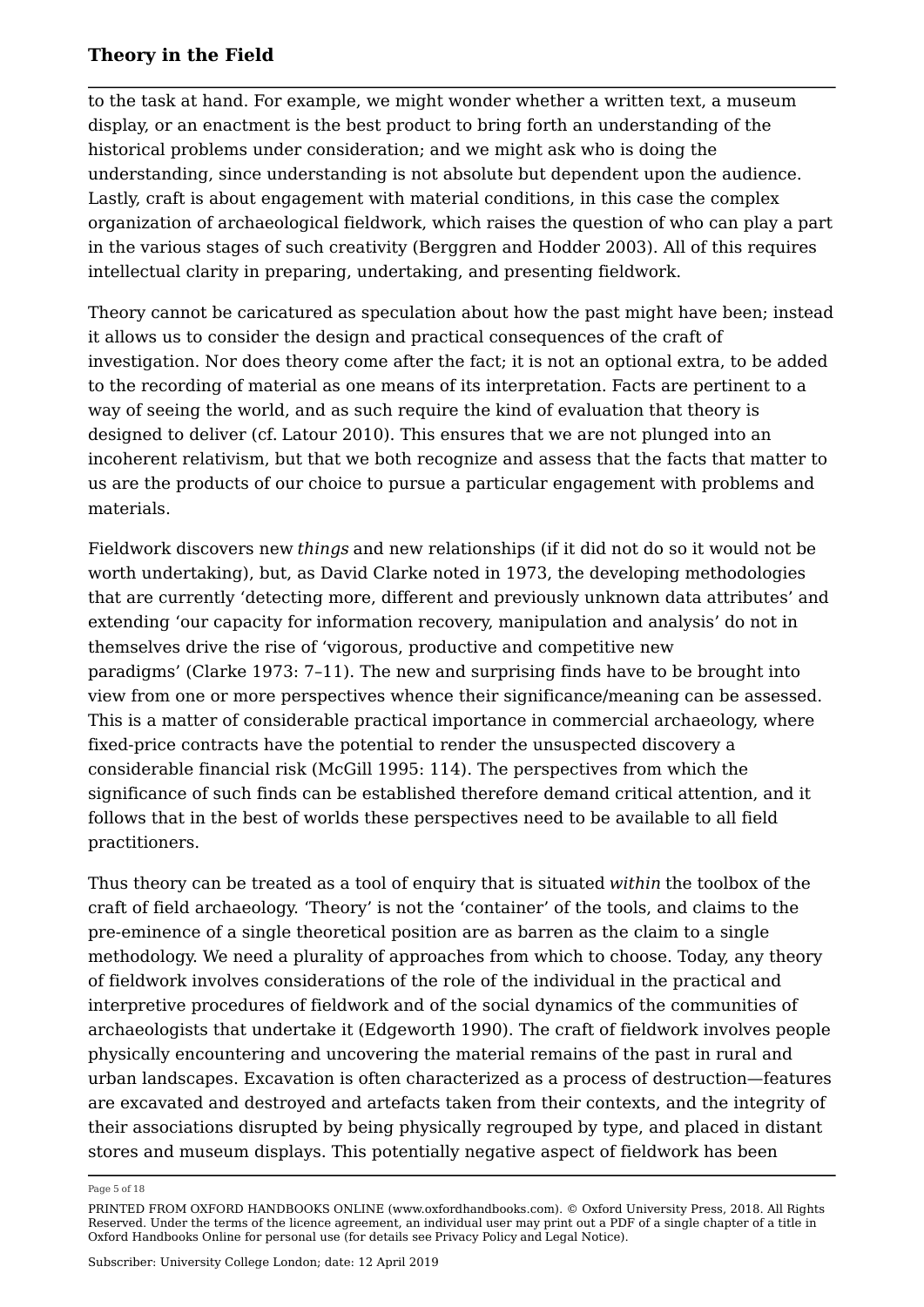to the task at hand. For example, we might wonder whether a written text, a museum display, or an enactment is the best product to bring forth an understanding of the historical problems under consideration; and we might ask who is doing the understanding, since understanding is not absolute but dependent upon the audience. Lastly, craft is about engagement with material conditions, in this case the complex organization of archaeological fieldwork, which raises the question of who can play a part in the various stages of such creativity (Berggren and Hodder 2003). All of this requires intellectual clarity in preparing, undertaking, and presenting fieldwork.

Theory cannot be caricatured as speculation about how the past might have been; instead it allows us to consider the design and practical consequences of the craft of investigation. Nor does theory come after the fact; it is not an optional extra, to be added to the recording of material as one means of its interpretation. Facts are pertinent to a way of seeing the world, and as such require the kind of evaluation that theory is designed to deliver (cf. Latour 2010). This ensures that we are not plunged into an incoherent relativism, but that we both recognize and assess that the facts that matter to us are the products of our choice to pursue a particular engagement with problems and materials.

Fieldwork discovers new *things* and new relationships (if it did not do so it would not be worth undertaking), but, as David Clarke noted in 1973, the developing methodologies that are currently 'detecting more, different and previously unknown data attributes' and extending 'our capacity for information recovery, manipulation and analysis' do not in themselves drive the rise of 'vigorous, productive and competitive new paradigms' (Clarke 1973: 7–11). The new and surprising finds have to be brought into view from one or more perspectives whence their significance/meaning can be assessed. This is a matter of considerable practical importance in commercial archaeology, where fixed-price contracts have the potential to render the unsuspected discovery a considerable financial risk (McGill 1995: 114). The perspectives from which the significance of such finds can be established therefore demand critical attention, and it follows that in the best of worlds these perspectives need to be available to all field practitioners.

Thus theory can be treated as a tool of enquiry that is situated *within* the toolbox of the craft of field archaeology. 'Theory' is not the 'container' of the tools, and claims to the pre-eminence of a single theoretical position are as barren as the claim to a single methodology. We need a plurality of approaches from which to choose. Today, any theory of fieldwork involves considerations of the role of the individual in the practical and interpretive procedures of fieldwork and of the social dynamics of the communities of archaeologists that undertake it (Edgeworth 1990). The craft of fieldwork involves people physically encountering and uncovering the material remains of the past in rural and urban landscapes. Excavation is often characterized as a process of destruction—features are excavated and destroyed and artefacts taken from their contexts, and the integrity of their associations disrupted by being physically regrouped by type, and placed in distant stores and museum displays. This potentially negative aspect of fieldwork has been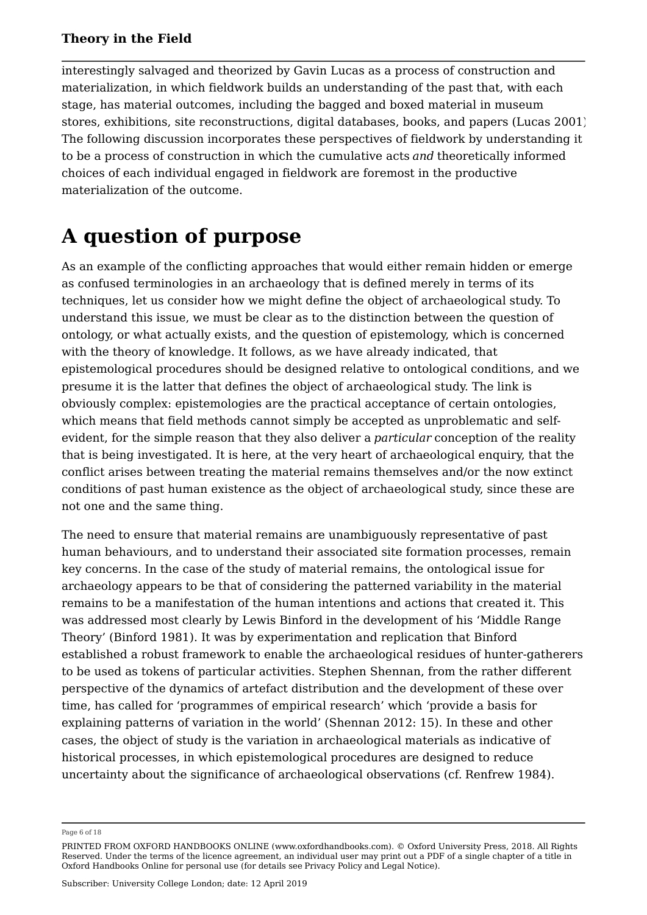interestingly salvaged and theorized by Gavin Lucas as a process of construction and materialization, in which fieldwork builds an understanding of the past that, with each stage, has material outcomes, including the bagged and boxed material in museum stores, exhibitions, site reconstructions, digital databases, books, and papers (Lucas 2001). The following discussion incorporates these perspectives of fieldwork by understanding it to be a process of construction in which the cumulative acts *and* theoretically informed choices of each individual engaged in fieldwork are foremost in the productive materialization of the outcome.

# A question of purpose

As an example of the conflicting approaches that would either remain hidden or emerge as confused terminologies in an archaeology that is defined merely in terms of its techniques, let us consider how we might define the object of archaeological study. To understand this issue, we must be clear as to the distinction between the question of ontology, or what actually exists, and the question of epistemology, which is concerned with the theory of knowledge. It follows, as we have already indicated, that epistemological procedures should be designed relative to ontological conditions, and we presume it is the latter that defines the object of archaeological study. The link is obviously complex: epistemologies are the practical acceptance of certain ontologies, which means that field methods cannot simply be accepted as unproblematic and self-evident, for the simple reason that they also deliver a *particular* conception of the reality that is being investigated. It is here, at the very heart of archaeological enquiry, that the conflict arises between treating the material remains themselves and/or the now extinct conditions of past human existence as the object of archaeological study, since these are not one and the same thing.

The need to ensure that material remains are unambiguously representative of past human behaviours, and to understand their associated site formation processes, remain key concerns. In the case of the study of material remains, the ontological issue for archaeology appears to be that of considering the patterned variability in the material remains to be a manifestation of the human intentions and actions that created it. This was addressed most clearly by Lewis Binford in the development of his 'Middle Range Theory' (Binford 1981). It was by experimentation and replication that Binford established a robust framework to enable the archaeological residues of hunter-gatherers to be used as tokens of particular activities. Stephen Shennan, from the rather different perspective of the dynamics of artefact distribution and the development of these over time, has called for 'programmes of empirical research' which 'provide a basis for explaining patterns of variation in the world' (Shennan 2012: 15). In these and other cases, the object of study is the variation in archaeological materials as indicative of historical processes, in which epistemological procedures are designed to reduce uncertainty about the significance of archaeological observations (cf. Renfrew 1984).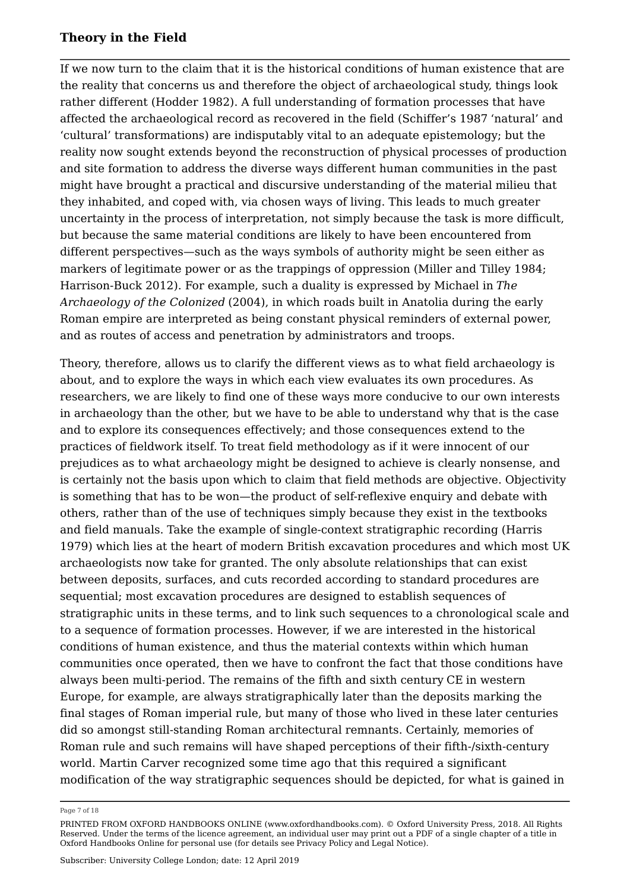If we now turn to the claim that it is the historical conditions of human existence that are the reality that concerns us and therefore the object of archaeological study, things look rather different (Hodder 1982). A full understanding of formation processes that have affected the archaeological record as recovered in the field (Schiffer's 1987 'natural' and 'cultural' transformations) are indisputably vital to an adequate epistemology; but the reality now sought extends beyond the reconstruction of physical processes of production and site formation to address the diverse ways different human communities in the past might have brought a practical and discursive understanding of the material milieu that they inhabited, and coped with, via chosen ways of living. This leads to much greater uncertainty in the process of interpretation, not simply because the task is more difficult, but because the same material conditions are likely to have been encountered from different perspectives—such as the ways symbols of authority might be seen either as markers of legitimate power or as the trappings of oppression (Miller and Tilley 1984; Harrison-Buck 2012). For example, such a duality is expressed by Michael in *The Archaeology of the Colonized* (2004), in which roads built in Anatolia during the early Roman empire are interpreted as being constant physical reminders of external power, and as routes of access and penetration by administrators and troops.

Theory, therefore, allows us to clarify the different views as to what field archaeology is about, and to explore the ways in which each view evaluates its own procedures. As researchers, we are likely to find one of these ways more conducive to our own interests in archaeology than the other, but we have to be able to understand why that is the case and to explore its consequences effectively; and those consequences extend to the practices of fieldwork itself. To treat field methodology as if it were innocent of our prejudices as to what archaeology might be designed to achieve is clearly nonsense, and is certainly not the basis upon which to claim that field methods are objective. Objectivity is something that has to be won—the product of self-reflexive enquiry and debate with others, rather than of the use of techniques simply because they exist in the textbooks and field manuals. Take the example of single-context stratigraphic recording (Harris 1979) which lies at the heart of modern British excavation procedures and which most UK archaeologists now take for granted. The only absolute relationships that can exist between deposits, surfaces, and cuts recorded according to standard procedures are sequential; most excavation procedures are designed to establish sequences of stratigraphic units in these terms, and to link such sequences to a chronological scale and to a sequence of formation processes. However, if we are interested in the historical conditions of human existence, and thus the material contexts within which human communities once operated, then we have to confront the fact that those conditions have always been multi-period. The remains of the fifth and sixth century CE in western Europe, for example, are always stratigraphically later than the deposits marking the final stages of Roman imperial rule, but many of those who lived in these later centuries did so amongst still-standing Roman architectural remnants. Certainly, memories of Roman rule and such remains will have shaped perceptions of their fifth-/sixth-century world. Martin Carver recognized some time ago that this required a significant modification of the way stratigraphic sequences should be depicted, for what is gained in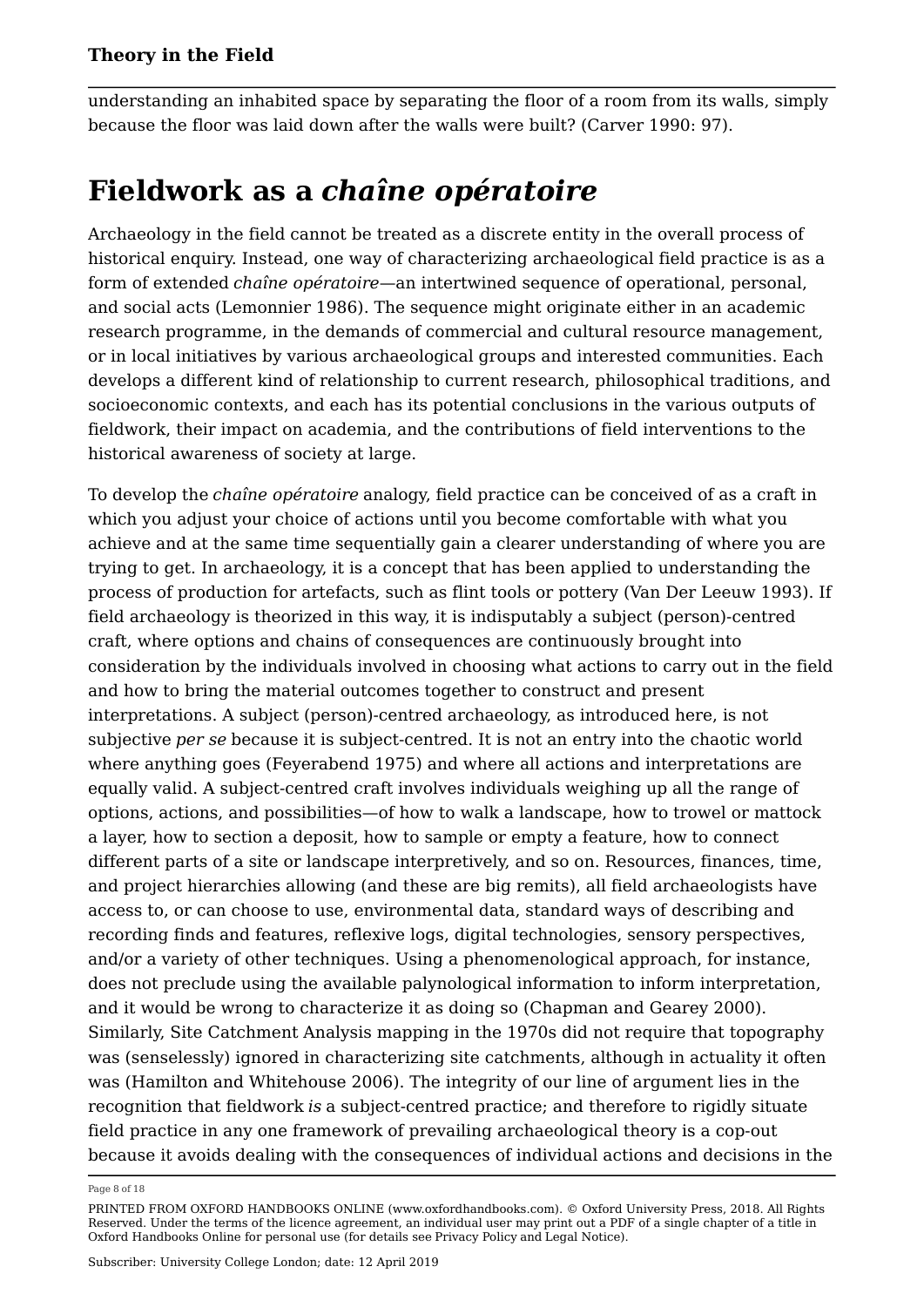understanding an inhabited space by separating the floor of a room from its walls, simply because the floor was laid down after the walls were built? (Carver 1990: 97).

# Fieldwork as a *chaîne opératoire*

Archaeology in the field cannot be treated as a discrete entity in the overall process of historical enquiry. Instead, one way of characterizing archaeological field practice is as a form of extended *chaîne opératoire*—an intertwined sequence of operational, personal, and social acts (Lemonnier 1986). The sequence might originate either in an academic research programme, in the demands of commercial and cultural resource management, or in local initiatives by various archaeological groups and interested communities. Each develops a different kind of relationship to current research, philosophical traditions, and socioeconomic contexts, and each has its potential conclusions in the various outputs of fieldwork, their impact on academia, and the contributions of field interventions to the historical awareness of society at large.

To develop the *chaîne opératoire* analogy, field practice can be conceived of as a craft in which you adjust your choice of actions until you become comfortable with what you achieve and at the same time sequentially gain a clearer understanding of where you are trying to get. In archaeology, it is a concept that has been applied to understanding the process of production for artefacts, such as flint tools or pottery (Van Der Leeuw 1993). If field archaeology is theorized in this way, it is indisputably a subject (person)-centred craft, where options and chains of consequences are continuously brought into consideration by the individuals involved in choosing what actions to carry out in the field and how to bring the material outcomes together to construct and present interpretations. A subject (person)-centred archaeology, as introduced here, is not subjective *per se* because it is subject-centred. It is not an entry into the chaotic world where anything goes (Feyerabend 1975) and where all actions and interpretations are equally valid. A subject-centred craft involves individuals weighing up all the range of options, actions, and possibilities—of how to walk a landscape, how to trowel or mattock a layer, how to section a deposit, how to sample or empty a feature, how to connect different parts of a site or landscape interpretively, and so on. Resources, finances, time, and project hierarchies allowing (and these are big remits), all field archaeologists have access to, or can choose to use, environmental data, standard ways of describing and recording finds and features, reflexive logs, digital technologies, sensory perspectives, and/or a variety of other techniques. Using a phenomenological approach, for instance, does not preclude using the available palynological information to inform interpretation, and it would be wrong to characterize it as doing so (Chapman and Gearey 2000). Similarly, Site Catchment Analysis mapping in the 1970s did not require that topography was (senselessly) ignored in characterizing site catchments, although in actuality it often was (Hamilton and Whitehouse 2006). The integrity of our line of argument lies in the recognition that fieldwork *is* a subject-centred practice; and therefore to rigidly situate field practice in any one framework of prevailing archaeological theory is a cop-out because it avoids dealing with the consequences of individual actions and decisions in the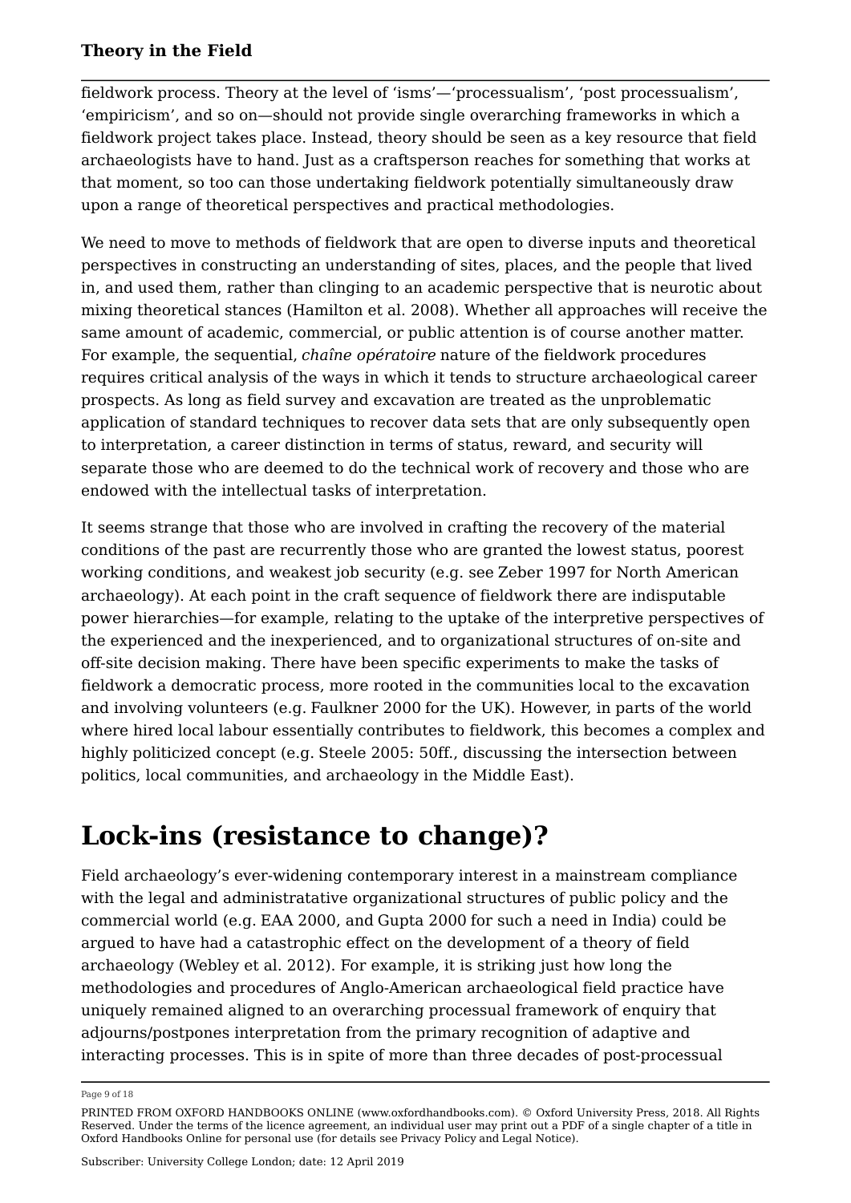fieldwork process. Theory at the level of 'isms'—'processualism', 'post processualism', 'empiricism', and so on—should not provide single overarching frameworks in which a fieldwork project takes place. Instead, theory should be seen as a key resource that field archaeologists have to hand. Just as a craftsperson reaches for something that works at that moment, so too can those undertaking fieldwork potentially simultaneously draw upon a range of theoretical perspectives and practical methodologies.

We need to move to methods of fieldwork that are open to diverse inputs and theoretical perspectives in constructing an understanding of sites, places, and the people that lived in, and used them, rather than clinging to an academic perspective that is neurotic about mixing theoretical stances (Hamilton et al. 2008). Whether all approaches will receive the same amount of academic, commercial, or public attention is of course another matter. For example, the sequential, *chaîne opératoire* nature of the fieldwork procedures requires critical analysis of the ways in which it tends to structure archaeological career prospects. As long as field survey and excavation are treated as the unproblematic application of standard techniques to recover data sets that are only subsequently open to interpretation, a career distinction in terms of status, reward, and security will separate those who are deemed to do the technical work of recovery and those who are endowed with the intellectual tasks of interpretation.

It seems strange that those who are involved in crafting the recovery of the material conditions of the past are recurrently those who are granted the lowest status, poorest working conditions, and weakest job security (e.g. see Zeber 1997 for North American archaeology). At each point in the craft sequence of fieldwork there are indisputable power hierarchies—for example, relating to the uptake of the interpretive perspectives of the experienced and the inexperienced, and to organizational structures of on-site and off-site decision making. There have been specific experiments to make the tasks of fieldwork a democratic process, more rooted in the communities local to the excavation and involving volunteers (e.g. Faulkner 2000 for the UK). However, in parts of the world where hired local labour essentially contributes to fieldwork, this becomes a complex and highly politicized concept (e.g. Steele 2005: 50ff., discussing the intersection between politics, local communities, and archaeology in the Middle East).

# Lock-ins (resistance to change)?

Field archaeology's ever-widening contemporary interest in a mainstream compliance with the legal and administratative organizational structures of public policy and the commercial world (e.g. EAA 2000, and Gupta 2000 for such a need in India) could be argued to have had a catastrophic effect on the development of a theory of field archaeology (Webley et al. 2012). For example, it is striking just how long the methodologies and procedures of Anglo-American archaeological field practice have uniquely remained aligned to an overarching processual framework of enquiry that adjourns/postpones interpretation from the primary recognition of adaptive and interacting processes. This is in spite of more than three decades of post-processual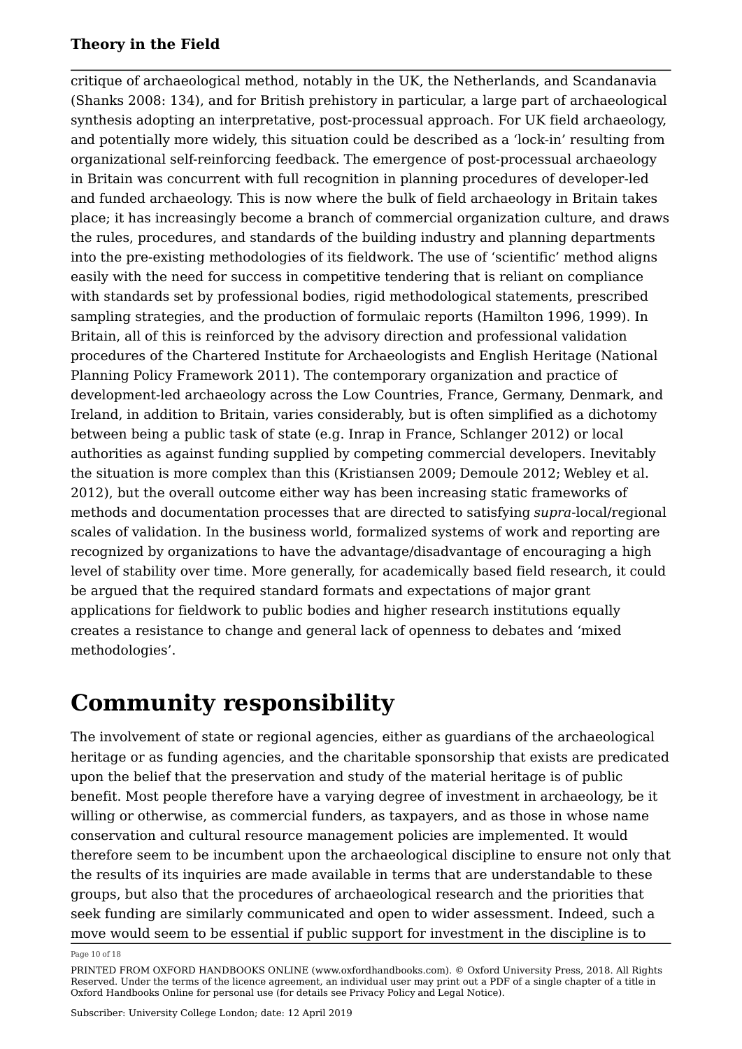critique of archaeological method, notably in the UK, the Netherlands, and Scandanavia (Shanks 2008: 134), and for British prehistory in particular, a large part of archaeological synthesis adopting an interpretative, post-processual approach. For UK field archaeology, and potentially more widely, this situation could be described as a 'lock-in' resulting from organizational self-reinforcing feedback. The emergence of post-processual archaeology in Britain was concurrent with full recognition in planning procedures of developer-led and funded archaeology. This is now where the bulk of field archaeology in Britain takes place; it has increasingly become a branch of commercial organization culture, and draws the rules, procedures, and standards of the building industry and planning departments into the pre-existing methodologies of its fieldwork. The use of 'scientific' method aligns easily with the need for success in competitive tendering that is reliant on compliance with standards set by professional bodies, rigid methodological statements, prescribed sampling strategies, and the production of formulaic reports (Hamilton 1996, 1999). In Britain, all of this is reinforced by the advisory direction and professional validation procedures of the Chartered Institute for Archaeologists and English Heritage (National Planning Policy Framework 2011). The contemporary organization and practice of development-led archaeology across the Low Countries, France, Germany, Denmark, and Ireland, in addition to Britain, varies considerably, but is often simplified as a dichotomy between being a public task of state (e.g. Inrap in France, Schlanger 2012) or local authorities as against funding supplied by competing commercial developers. Inevitably the situation is more complex than this (Kristiansen 2009; Demoule 2012; Webley et al. 2012), but the overall outcome either way has been increasing static frameworks of methods and documentation processes that are directed to satisfying *supra*-local/regional scales of validation. In the business world, formalized systems of work and reporting are recognized by organizations to have the advantage/disadvantage of encouraging a high level of stability over time. More generally, for academically based field research, it could be argued that the required standard formats and expectations of major grant applications for fieldwork to public bodies and higher research institutions equally creates a resistance to change and general lack of openness to debates and 'mixed methodologies'.

# Community responsibility

The involvement of state or regional agencies, either as guardians of the archaeological heritage or as funding agencies, and the charitable sponsorship that exists are predicated upon the belief that the preservation and study of the material heritage is of public benefit. Most people therefore have a varying degree of investment in archaeology, be it willing or otherwise, as commercial funders, as taxpayers, and as those in whose name conservation and cultural resource management policies are implemented. It would therefore seem to be incumbent upon the archaeological discipline to ensure not only that the results of its inquiries are made available in terms that are understandable to these groups, but also that the procedures of archaeological research and the priorities that seek funding are similarly communicated and open to wider assessment. Indeed, such a move would seem to be essential if public support for investment in the discipline is to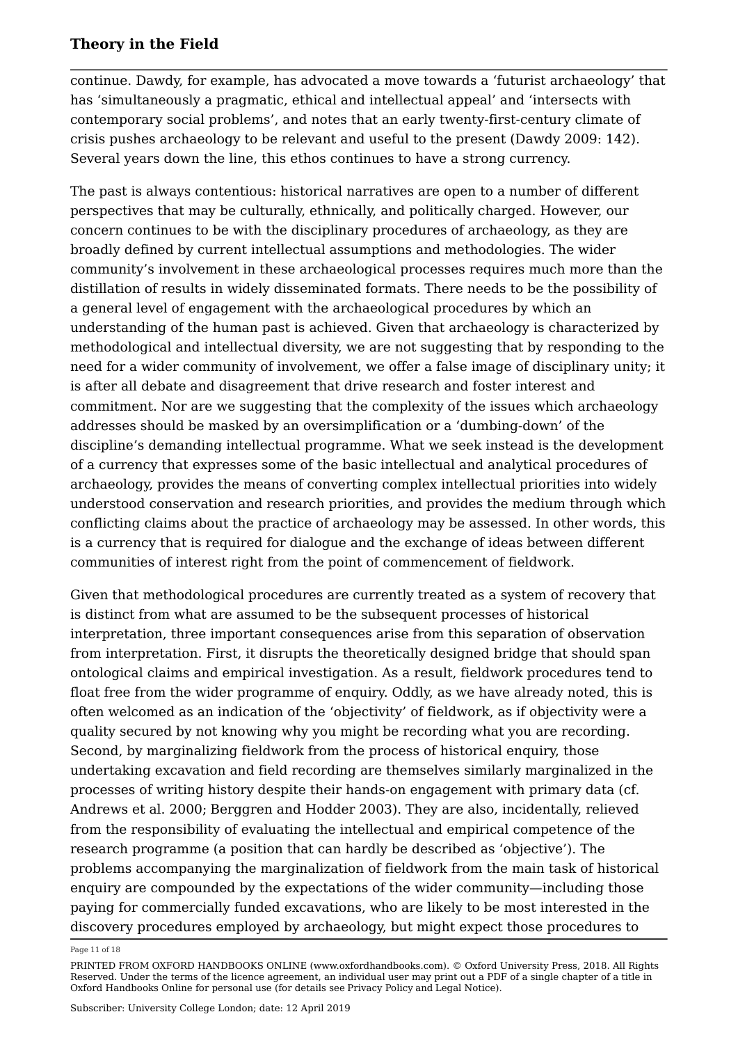continue. Dawdy, for example, has advocated a move towards a 'futurist archaeology' that has 'simultaneously a pragmatic, ethical and intellectual appeal' and 'intersects with contemporary social problems', and notes that an early twenty-first-century climate of crisis pushes archaeology to be relevant and useful to the present (Dawdy 2009: 142). Several years down the line, this ethos continues to have a strong currency.

The past is always contentious: historical narratives are open to a number of different perspectives that may be culturally, ethnically, and politically charged. However, our concern continues to be with the disciplinary procedures of archaeology, as they are broadly defined by current intellectual assumptions and methodologies. The wider community's involvement in these archaeological processes requires much more than the distillation of results in widely disseminated formats. There needs to be the possibility of a general level of engagement with the archaeological procedures by which an understanding of the human past is achieved. Given that archaeology is characterized by methodological and intellectual diversity, we are not suggesting that by responding to the need for a wider community of involvement, we offer a false image of disciplinary unity; it is after all debate and disagreement that drive research and foster interest and commitment. Nor are we suggesting that the complexity of the issues which archaeology addresses should be masked by an oversimplification or a 'dumbing-down' of the discipline's demanding intellectual programme. What we seek instead is the development of a currency that expresses some of the basic intellectual and analytical procedures of archaeology, provides the means of converting complex intellectual priorities into widely understood conservation and research priorities, and provides the medium through which conflicting claims about the practice of archaeology may be assessed. In other words, this is a currency that is required for dialogue and the exchange of ideas between different communities of interest right from the point of commencement of fieldwork.

Given that methodological procedures are currently treated as a system of recovery that is distinct from what are assumed to be the subsequent processes of historical interpretation, three important consequences arise from this separation of observation from interpretation. First, it disrupts the theoretically designed bridge that should span ontological claims and empirical investigation. As a result, fieldwork procedures tend to float free from the wider programme of enquiry. Oddly, as we have already noted, this is often welcomed as an indication of the 'objectivity' of fieldwork, as if objectivity were a quality secured by not knowing why you might be recording what you are recording. Second, by marginalizing fieldwork from the process of historical enquiry, those undertaking excavation and field recording are themselves similarly marginalized in the processes of writing history despite their hands-on engagement with primary data (cf. Andrews et al. 2000; Berggren and Hodder 2003). They are also, incidentally, relieved from the responsibility of evaluating the intellectual and empirical competence of the research programme (a position that can hardly be described as 'objective'). The problems accompanying the marginalization of fieldwork from the main task of historical enquiry are compounded by the expectations of the wider community—including those paying for commercially funded excavations, who are likely to be most interested in the discovery procedures employed by archaeology, but might expect those procedures to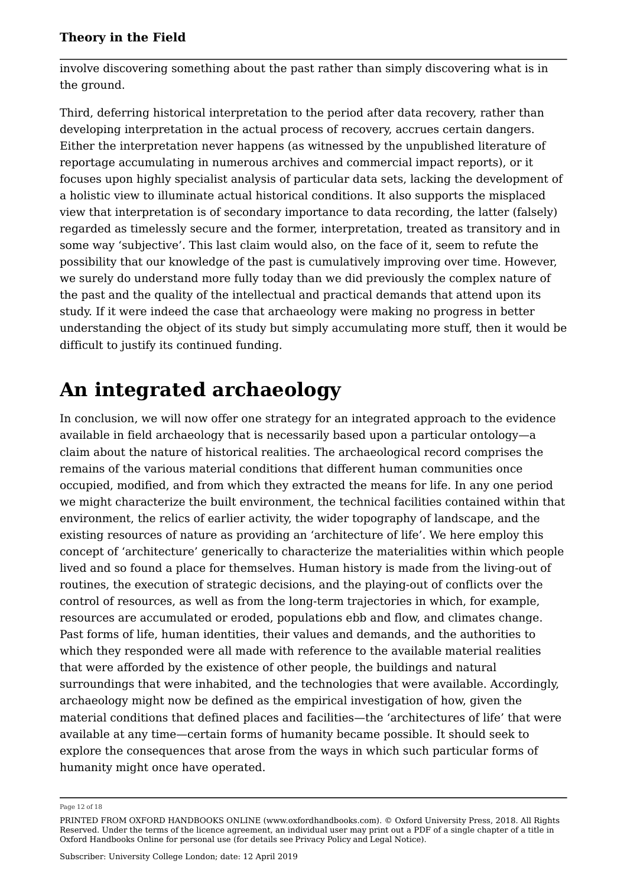involve discovering something about the past rather than simply discovering what is in the ground.

Third, deferring historical interpretation to the period after data recovery, rather than developing interpretation in the actual process of recovery, accrues certain dangers. Either the interpretation never happens (as witnessed by the unpublished literature of reportage accumulating in numerous archives and commercial impact reports), or it focuses upon highly specialist analysis of particular data sets, lacking the development of a holistic view to illuminate actual historical conditions. It also supports the misplaced view that interpretation is of secondary importance to data recording, the latter (falsely) regarded as timelessly secure and the former, interpretation, treated as transitory and in some way 'subjective'. This last claim would also, on the face of it, seem to refute the possibility that our knowledge of the past is cumulatively improving over time. However, we surely do understand more fully today than we did previously the complex nature of the past and the quality of the intellectual and practical demands that attend upon its study. If it were indeed the case that archaeology were making no progress in better understanding the object of its study but simply accumulating more stuff, then it would be difficult to justify its continued funding.

# An integrated archaeology

In conclusion, we will now offer one strategy for an integrated approach to the evidence available in field archaeology that is necessarily based upon a particular ontology—a claim about the nature of historical realities. The archaeological record comprises the remains of the various material conditions that different human communities once occupied, modified, and from which they extracted the means for life. In any one period we might characterize the built environment, the technical facilities contained within that environment, the relics of earlier activity, the wider topography of landscape, and the existing resources of nature as providing an 'architecture of life'. We here employ this concept of 'architecture' generically to characterize the materialities within which people lived and so found a place for themselves. Human history is made from the living-out of routines, the execution of strategic decisions, and the playing-out of conflicts over the control of resources, as well as from the long-term trajectories in which, for example, resources are accumulated or eroded, populations ebb and flow, and climates change. Past forms of life, human identities, their values and demands, and the authorities to which they responded were all made with reference to the available material realities that were afforded by the existence of other people, the buildings and natural surroundings that were inhabited, and the technologies that were available. Accordingly, archaeology might now be defined as the empirical investigation of how, given the material conditions that defined places and facilities—the 'architectures of life' that were available at any time—certain forms of humanity became possible. It should seek to explore the consequences that arose from the ways in which such particular forms of humanity might once have operated.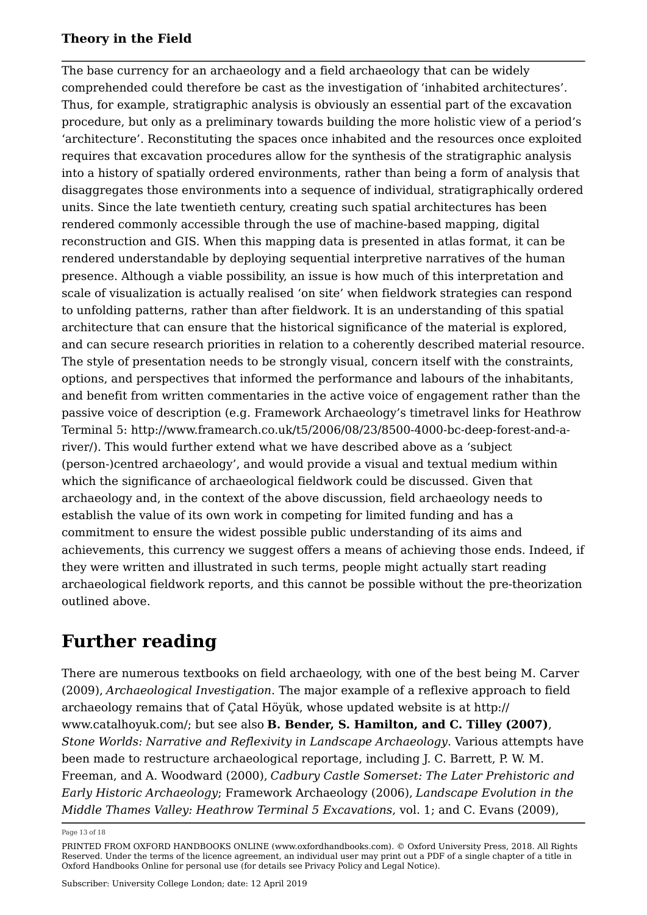The base currency for an archaeology and a field archaeology that can be widely comprehended could therefore be cast as the investigation of 'inhabited architectures'. Thus, for example, stratigraphic analysis is obviously an essential part of the excavation procedure, but only as a preliminary towards building the more holistic view of a period's 'architecture'. Reconstituting the spaces once inhabited and the resources once exploited requires that excavation procedures allow for the synthesis of the stratigraphic analysis into a history of spatially ordered environments, rather than being a form of analysis that disaggregates those environments into a sequence of individual, stratigraphically ordered units. Since the late twentieth century, creating such spatial architectures has been rendered commonly accessible through the use of machine-based mapping, digital reconstruction and GIS. When this mapping data is presented in atlas format, it can be rendered understandable by deploying sequential interpretive narratives of the human presence. Although a viable possibility, an issue is how much of this interpretation and scale of visualization is actually realised 'on site' when fieldwork strategies can respond to unfolding patterns, rather than after fieldwork. It is an understanding of this spatial architecture that can ensure that the historical significance of the material is explored, and can secure research priorities in relation to a coherently described material resource. The style of presentation needs to be strongly visual, concern itself with the constraints, options, and perspectives that informed the performance and labours of the inhabitants, and benefit from written commentaries in the active voice of engagement rather than the passive voice of description (e.g. Framework Archaeology's timetravel links for Heathrow Terminal 5: http://www.framearch.co.uk/t5/2006/08/23/8500-4000-bc-deep-forest-and-a-river/). This would further extend what we have described above as a 'subject (person-)centred archaeology', and would provide a visual and textual medium within which the significance of archaeological fieldwork could be discussed. Given that archaeology and, in the context of the above discussion, field archaeology needs to establish the value of its own work in competing for limited funding and has a commitment to ensure the widest possible public understanding of its aims and achievements, this currency we suggest offers a means of achieving those ends. Indeed, if they were written and illustrated in such terms, people might actually start reading archaeological fieldwork reports, and this cannot be possible without the pre-theorization outlined above.

# Further reading

There are numerous textbooks on field archaeology, with one of the best being M. Carver (2009), *Archaeological Investigation*. The major example of a reflexive approach to field archaeology remains that of Çatal Höyük, whose updated website is at http://www.catalhoyuk.com/; but see also **B. Bender, S. Hamilton, and C. Tilley (2007)**, *Stone Worlds: Narrative and Reflexivity in Landscape Archaeology*. Various attempts have been made to restructure archaeological reportage, including J. C. Barrett, P. W. M. Freeman, and A. Woodward (2000), *Cadbury Castle Somerset: The Later Prehistoric and Early Historic Archaeology*; Framework Archaeology (2006), *Landscape Evolution in the Middle Thames Valley: Heathrow Terminal 5 Excavations*, vol. 1; and C. Evans (2009),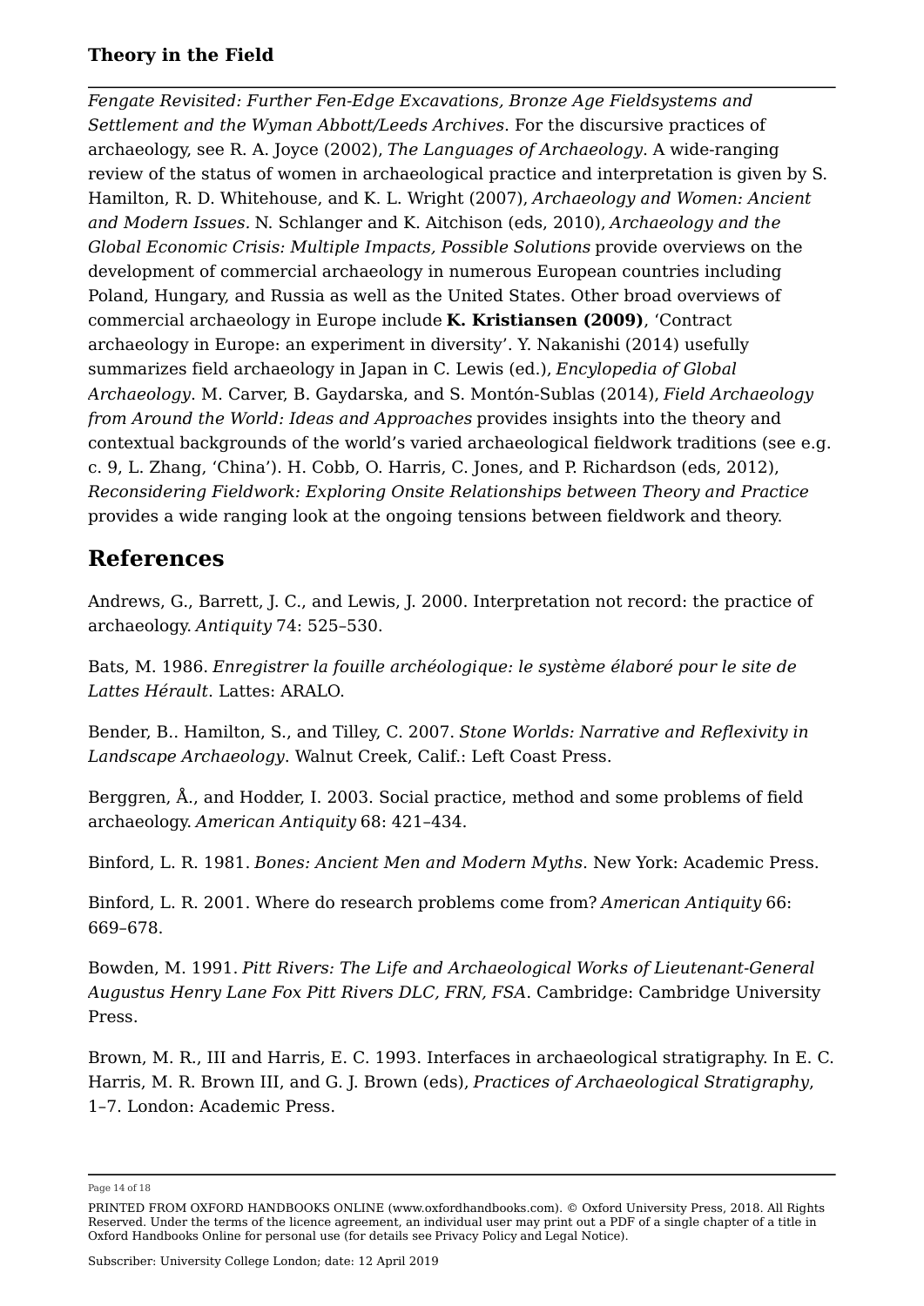*Fengate Revisited: Further Fen-Edge Excavations, Bronze Age Fieldsystems and Settlement and the Wyman Abbott/Leeds Archives*. For the discursive practices of archaeology, see R. A. Joyce (2002), *The Languages of Archaeology*. A wide-ranging review of the status of women in archaeological practice and interpretation is given by S. Hamilton, R. D. Whitehouse, and K. L. Wright (2007), *Archaeology and Women: Ancient and Modern Issues.* N. Schlanger and K. Aitchison (eds, 2010), *Archaeology and the Global Economic Crisis: Multiple Impacts, Possible Solutions* provide overviews on the development of commercial archaeology in numerous European countries including Poland, Hungary, and Russia as well as the United States. Other broad overviews of commercial archaeology in Europe include **K. Kristiansen (2009)**, 'Contract archaeology in Europe: an experiment in diversity'. Y. Nakanishi (2014) usefully summarizes field archaeology in Japan in C. Lewis (ed.), *Encylopedia of Global Archaeology*. M. Carver, B. Gaydarska, and S. Montón-Sublas (2014), *Field Archaeology from Around the World: Ideas and Approaches* provides insights into the theory and contextual backgrounds of the world's varied archaeological fieldwork traditions (see e.g. c. 9, L. Zhang, 'China'). H. Cobb, O. Harris, C. Jones, and P. Richardson (eds, 2012), *Reconsidering Fieldwork: Exploring Onsite Relationships between Theory and Practice* provides a wide ranging look at the ongoing tensions between fieldwork and theory.

## References

Andrews, G., Barrett, J. C., and Lewis, J. 2000. Interpretation not record: the practice of archaeology. *Antiquity* 74: 525–530.

Bats, M. 1986. *Enregistrer la fouille archéologique: le système élaboré pour le site de Lattes Hérault*. Lattes: ARALO.

Bender, B.. Hamilton, S., and Tilley, C. 2007. *Stone Worlds: Narrative and Reflexivity in Landscape Archaeology*. Walnut Creek, Calif.: Left Coast Press.

Berggren, Å., and Hodder, I. 2003. Social practice, method and some problems of field archaeology. *American Antiquity* 68: 421–434.

Binford, L. R. 1981. *Bones: Ancient Men and Modern Myths.* New York: Academic Press.

Binford, L. R. 2001. Where do research problems come from? *American Antiquity* 66: 669–678.

Bowden, M. 1991. *Pitt Rivers: The Life and Archaeological Works of Lieutenant-General Augustus Henry Lane Fox Pitt Rivers DLC, FRN, FSA*. Cambridge: Cambridge University Press.

Brown, M. R., III and Harris, E. C. 1993. Interfaces in archaeological stratigraphy. In E. C. Harris, M. R. Brown III, and G. J. Brown (eds), *Practices of Archaeological Stratigraphy*, 1–7. London: Academic Press.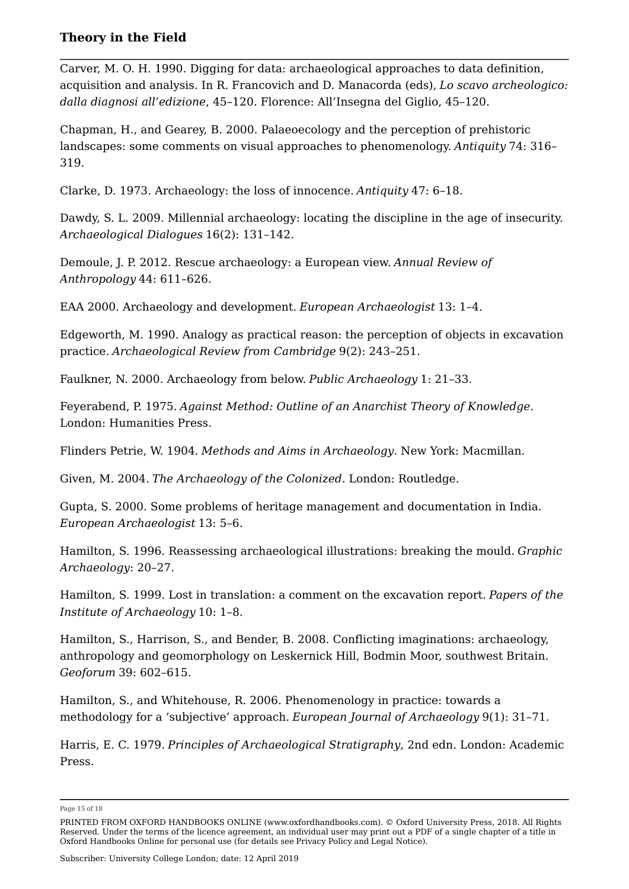Carver, M. O. H. 1990. Digging for data: archaeological approaches to data definition, acquisition and analysis. In R. Francovich and D. Manacorda (eds), *Lo scavo archeologico: dalla diagnosi all'edizione*, 45–120. Florence: All'Insegna del Giglio, 45–120.

Chapman, H., and Gearey, B. 2000. Palaeoecology and the perception of prehistoric landscapes: some comments on visual approaches to phenomenology. *Antiquity* 74: 316–319.

Clarke, D. 1973. Archaeology: the loss of innocence. *Antiquity* 47: 6–18.

Dawdy, S. L. 2009. Millennial archaeology: locating the discipline in the age of insecurity. *Archaeological Dialogues* 16(2): 131–142.

Demoule, J. P. 2012. Rescue archaeology: a European view. *Annual Review of Anthropology* 44: 611–626.

EAA 2000. Archaeology and development. *European Archaeologist* 13: 1–4.

Edgeworth, M. 1990. Analogy as practical reason: the perception of objects in excavation practice. *Archaeological Review from Cambridge* 9(2): 243–251.

Faulkner, N. 2000. Archaeology from below. *Public Archaeology* 1: 21–33.

Feyerabend, P. 1975. *Against Method: Outline of an Anarchist Theory of Knowledge*. London: Humanities Press.

Flinders Petrie, W. 1904. *Methods and Aims in Archaeology*. New York: Macmillan.

Given, M. 2004. *The Archaeology of the Colonized*. London: Routledge.

Gupta, S. 2000. Some problems of heritage management and documentation in India. *European Archaeologist* 13: 5–6.

Hamilton, S. 1996. Reassessing archaeological illustrations: breaking the mould. *Graphic Archaeology*: 20–27.

Hamilton, S. 1999. Lost in translation: a comment on the excavation report. *Papers of the Institute of Archaeology* 10: 1–8.

Hamilton, S., Harrison, S., and Bender, B. 2008. Conflicting imaginations: archaeology, anthropology and geomorphology on Leskernick Hill, Bodmin Moor, southwest Britain. *Geoforum* 39: 602–615.

Hamilton, S., and Whitehouse, R. 2006. Phenomenology in practice: towards a methodology for a 'subjective' approach. *European Journal of Archaeology* 9(1): 31–71.

Harris, E. C. 1979. *Principles of Archaeological Stratigraphy*, 2nd edn. London: Academic Press.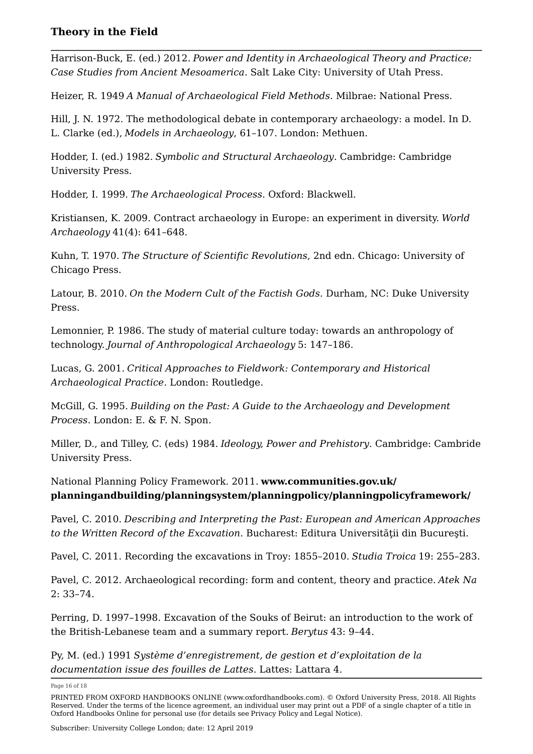Harrison-Buck, E. (ed.) 2012. *Power and Identity in Archaeological Theory and Practice: Case Studies from Ancient Mesoamerica*. Salt Lake City: University of Utah Press.

Heizer, R. 1949 *A Manual of Archaeological Field Methods*. Milbrae: National Press.

Hill, J. N. 1972. The methodological debate in contemporary archaeology: a model. In D. L. Clarke (ed.), *Models in Archaeology*, 61–107. London: Methuen.

Hodder, I. (ed.) 1982. *Symbolic and Structural Archaeology*. Cambridge: Cambridge University Press.

Hodder, I. 1999. *The Archaeological Process*. Oxford: Blackwell.

Kristiansen, K. 2009. Contract archaeology in Europe: an experiment in diversity. *World Archaeology* 41(4): 641–648.

Kuhn, T. 1970. *The Structure of Scientific Revolutions*, 2nd edn. Chicago: University of Chicago Press.

Latour, B. 2010. *On the Modern Cult of the Factish Gods*. Durham, NC: Duke University Press.

Lemonnier, P. 1986. The study of material culture today: towards an anthropology of technology. *Journal of Anthropological Archaeology* 5: 147–186.

Lucas, G. 2001. *Critical Approaches to Fieldwork: Contemporary and Historical Archaeological Practice*. London: Routledge.

McGill, G. 1995. *Building on the Past: A Guide to the Archaeology and Development Process*. London: E. & F. N. Spon.

Miller, D., and Tilley, C. (eds) 1984. *Ideology, Power and Prehistory*. Cambridge: Cambride University Press.

National Planning Policy Framework. 2011. **www.communities.gov.uk/planningandbuilding/planningsystem/planningpolicy/planningpolicyframework/**

Pavel, C. 2010. *Describing and Interpreting the Past: European and American Approaches to the Written Record of the Excavation*. Bucharest: Editura Universităţii din Bucureşti.

Pavel, C. 2011. Recording the excavations in Troy: 1855–2010. *Studia Troica* 19: 255–283.

Pavel, C. 2012. Archaeological recording: form and content, theory and practice. *Atek Na* 2: 33–74.

Perring, D. 1997–1998. Excavation of the Souks of Beirut: an introduction to the work of the British-Lebanese team and a summary report. *Berytus* 43: 9–44.

Py, M. (ed.) 1991 *Système d'enregistrement, de gestion et d'exploitation de la documentation issue des fouilles de Lattes*. Lattes: Lattara 4.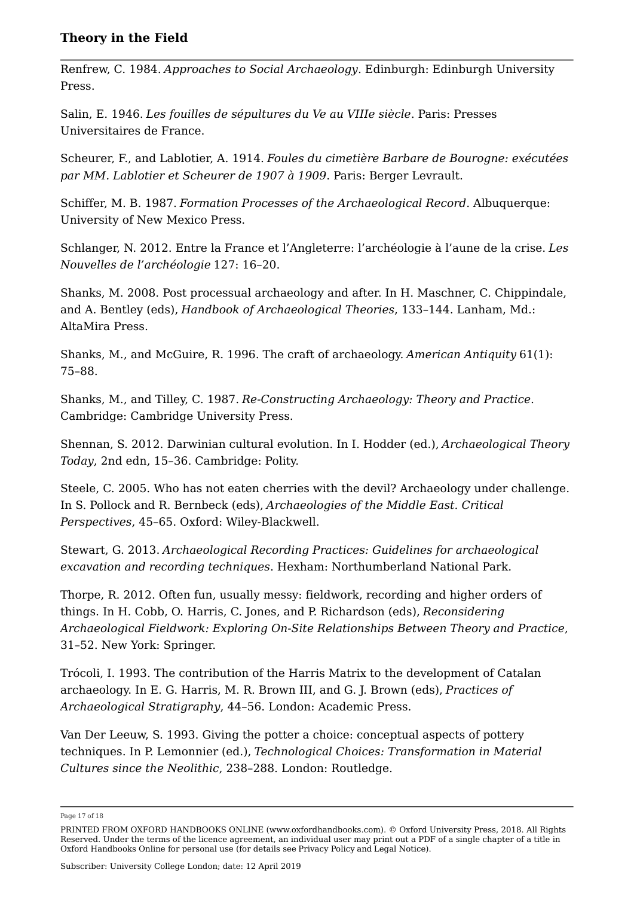Renfrew, C. 1984. *Approaches to Social Archaeology*. Edinburgh: Edinburgh University Press.

Salin, E. 1946. *Les fouilles de sépultures du Ve au VIIIe siècle*. Paris: Presses Universitaires de France.

Scheurer, F., and Lablotier, A. 1914. *Foules du cimetière Barbare de Bourogne: exécutées par MM. Lablotier et Scheurer de 1907 à 1909*. Paris: Berger Levrault.

Schiffer, M. B. 1987. *Formation Processes of the Archaeological Record*. Albuquerque: University of New Mexico Press.

Schlanger, N. 2012. Entre la France et l'Angleterre: l'archéologie à l'aune de la crise. *Les Nouvelles de l'archéologie* 127: 16–20.

Shanks, M. 2008. Post processual archaeology and after. In H. Maschner, C. Chippindale, and A. Bentley (eds), *Handbook of Archaeological Theories*, 133–144. Lanham, Md.: AltaMira Press.

Shanks, M., and McGuire, R. 1996. The craft of archaeology. *American Antiquity* 61(1): 75–88.

Shanks, M., and Tilley, C. 1987. *Re-Constructing Archaeology: Theory and Practice*. Cambridge: Cambridge University Press.

Shennan, S. 2012. Darwinian cultural evolution. In I. Hodder (ed.), *Archaeological Theory Today*, 2nd edn, 15–36. Cambridge: Polity.

Steele, C. 2005. Who has not eaten cherries with the devil? Archaeology under challenge. In S. Pollock and R. Bernbeck (eds), *Archaeologies of the Middle East. Critical Perspectives*, 45–65. Oxford: Wiley-Blackwell.

Stewart, G. 2013. *Archaeological Recording Practices: Guidelines for archaeological excavation and recording techniques*. Hexham: Northumberland National Park.

Thorpe, R. 2012. Often fun, usually messy: fieldwork, recording and higher orders of things. In H. Cobb, O. Harris, C. Jones, and P. Richardson (eds), *Reconsidering Archaeological Fieldwork: Exploring On-Site Relationships Between Theory and Practice*, 31–52. New York: Springer.

Trócoli, I. 1993. The contribution of the Harris Matrix to the development of Catalan archaeology. In E. G. Harris, M. R. Brown III, and G. J. Brown (eds), *Practices of Archaeological Stratigraphy*, 44–56. London: Academic Press.

Van Der Leeuw, S. 1993. Giving the potter a choice: conceptual aspects of pottery techniques. In P. Lemonnier (ed.), *Technological Choices: Transformation in Material Cultures since the Neolithic*, 238–288. London: Routledge.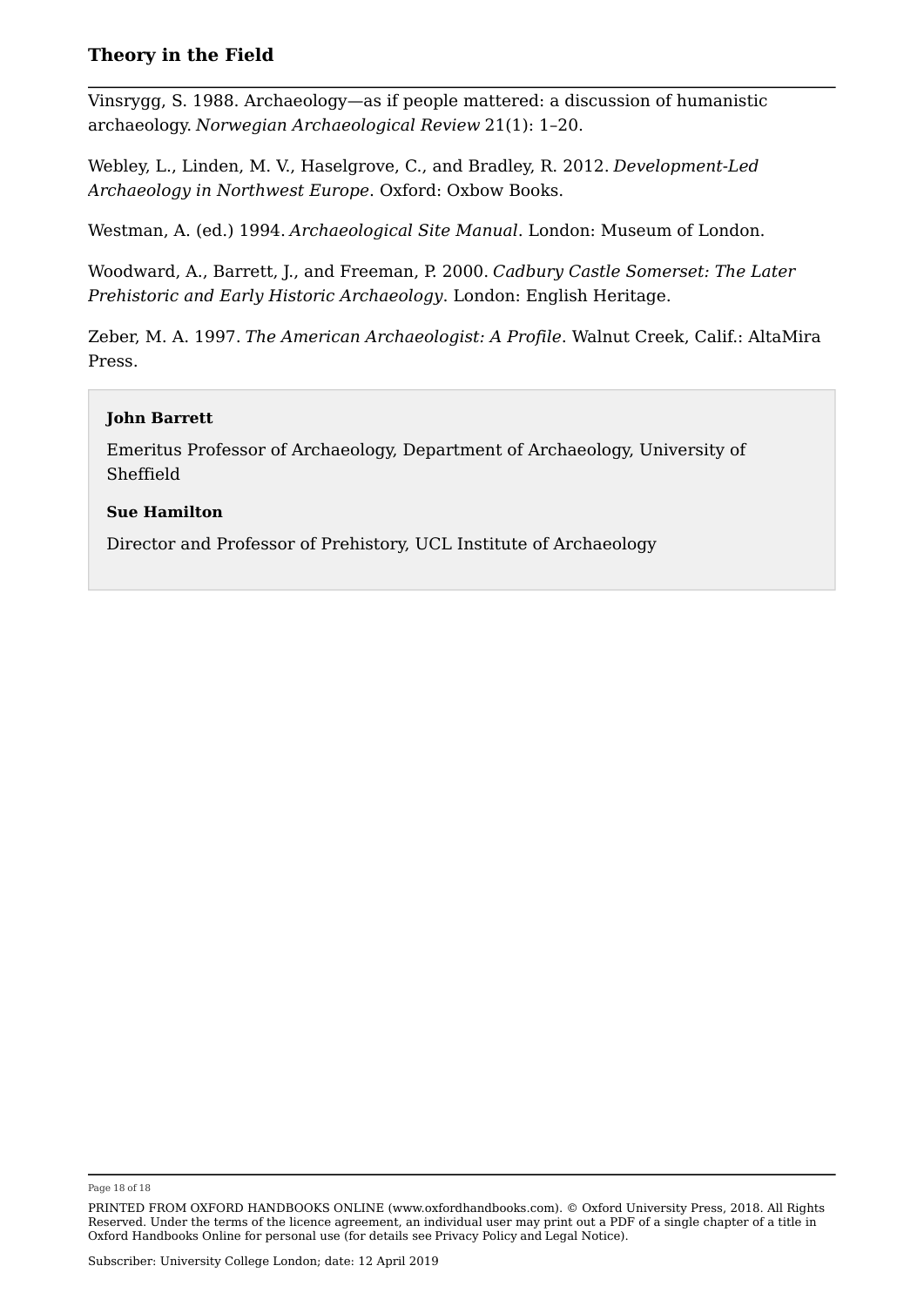Vinsrygg, S. 1988. Archaeology—as if people mattered: a discussion of humanistic archaeology. *Norwegian Archaeological Review* 21(1): 1–20.

Webley, L., Linden, M. V., Haselgrove, C., and Bradley, R. 2012. *Development-Led Archaeology in Northwest Europe*. Oxford: Oxbow Books.

Westman, A. (ed.) 1994. *Archaeological Site Manual*. London: Museum of London.

Woodward, A., Barrett, J., and Freeman, P. 2000. *Cadbury Castle Somerset: The Later Prehistoric and Early Historic Archaeology*. London: English Heritage.

Zeber, M. A. 1997. *The American Archaeologist: A Profile*. Walnut Creek, Calif.: AltaMira Press.

**John Barrett**

Emeritus Professor of Archaeology, Department of Archaeology, University of Sheffield

**Sue Hamilton**

Director and Professor of Prehistory, UCL Institute of Archaeology